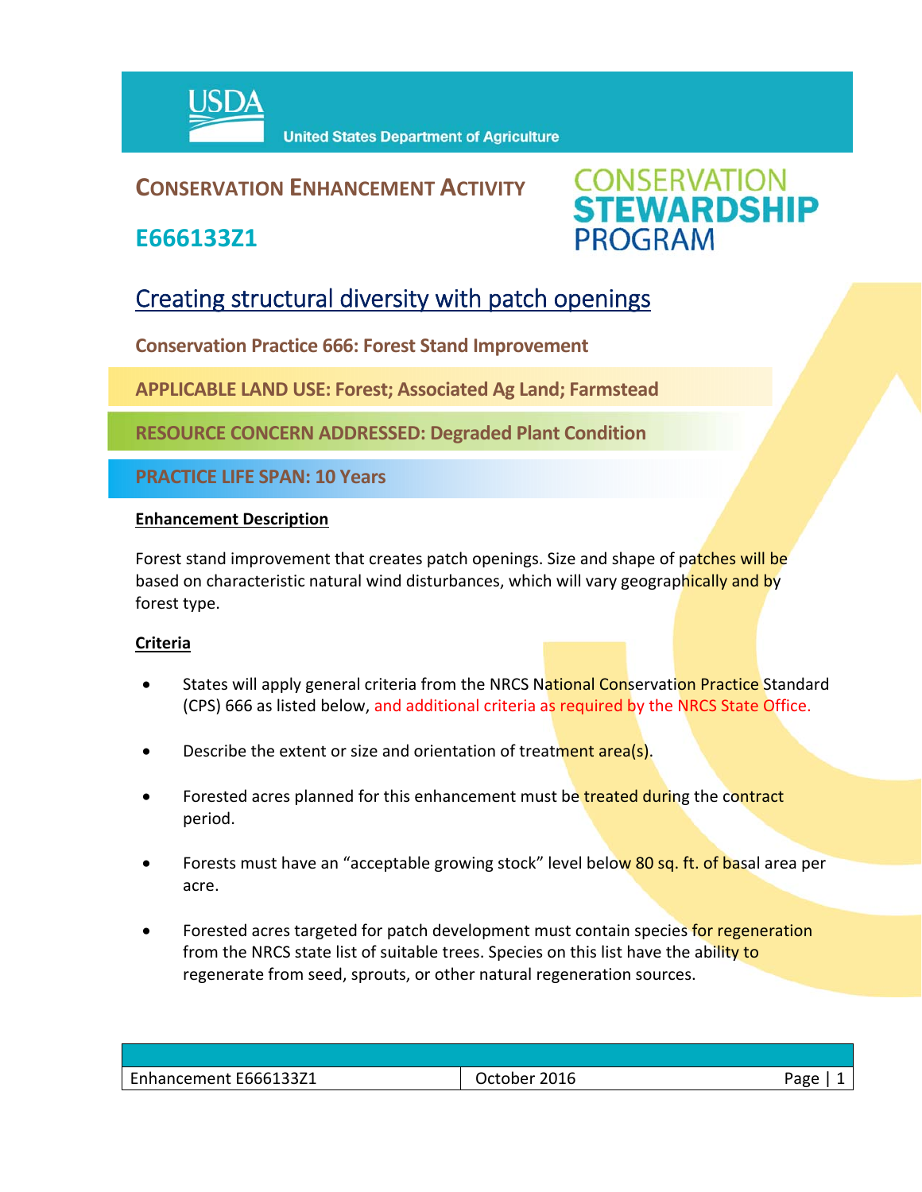USDA United States Department of Agriculture

**CONSERVATION ENHANCEMENT ACTIVITY**

**E666133Z1**

CONSERVATION STEWARDSHIP PROGRAM

# Creating structural diversity with patch openings

**Conservation Practice 666: Forest Stand Improvement**

**APPLICABLE LAND USE: Forest; Associated Ag Land; Farmstead**

**RESOURCE CONCERN ADDRESSED: Degraded Plant Condition**

**PRACTICE LIFE SPAN: 10 Years**

**Enhancement Description**

Forest stand improvement that creates patch openings. Size and shape of patches will be based on characteristic natural wind disturbances, which will vary geographically and by forest type.

**Criteria**

- States will apply general criteria from the NRCS National Conservation Practice Standard (CPS) 666 as listed below, and additional criteria as required by the NRCS State Office.
- Describe the extent or size and orientation of treatment area(s).
- Forested acres planned for this enhancement must be treated during the contract period.
- Forests must have an "acceptable growing stock" level below 80 sq. ft. of basal area per acre.
- Forested acres targeted for patch development must contain species for regeneration from the NRCS state list of suitable trees. Species on this list have the ability to regenerate from seed, sprouts, or other natural regeneration sources.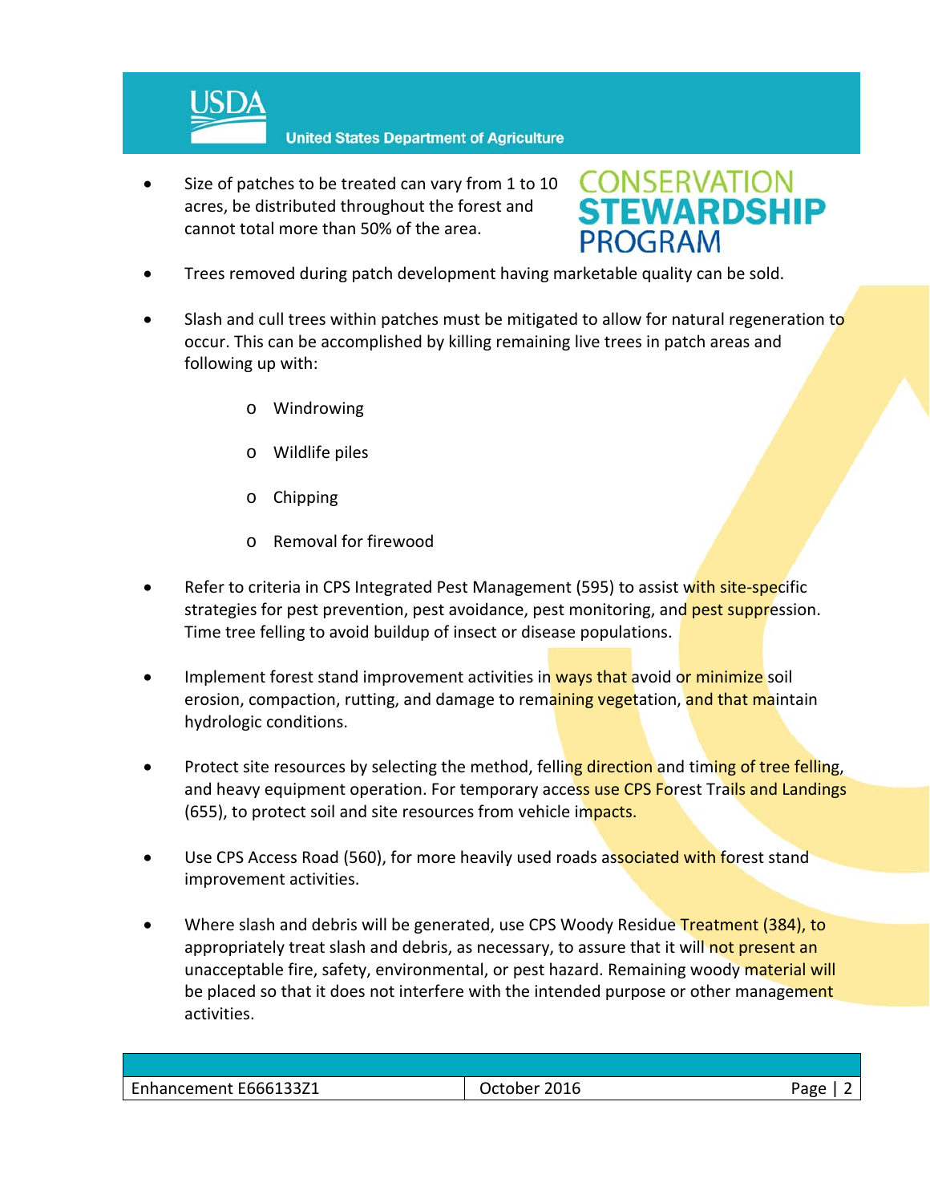- Size of patches to be treated can vary from 1 to 10 acres, be distributed throughout the forest and cannot total more than 50% of the area.

- Trees removed during patch development having marketable quality can be sold.

- Slash and cull trees within patches must be mitigated to allow for natural regeneration to occur. This can be accomplished by killing remaining live trees in patch areas and following up with:

    - Windrowing
    - Wildlife piles
    - Chipping
    - Removal for firewood

- Refer to criteria in CPS Integrated Pest Management (595) to assist with site-specific strategies for pest prevention, pest avoidance, pest monitoring, and pest suppression. Time tree felling to avoid buildup of insect or disease populations.

- Implement forest stand improvement activities in ways that avoid or minimize soil erosion, compaction, rutting, and damage to remaining vegetation, and that maintain hydrologic conditions.

- Protect site resources by selecting the method, felling direction and timing of tree felling, and heavy equipment operation. For temporary access use CPS Forest Trails and Landings (655), to protect soil and site resources from vehicle impacts.

- Use CPS Access Road (560), for more heavily used roads associated with forest stand improvement activities.

- Where slash and debris will be generated, use CPS Woody Residue Treatment (384), to appropriately treat slash and debris, as necessary, to assure that it will not present an unacceptable fire, safety, environmental, or pest hazard. Remaining woody material will be placed so that it does not interfere with the intended purpose or other management activities.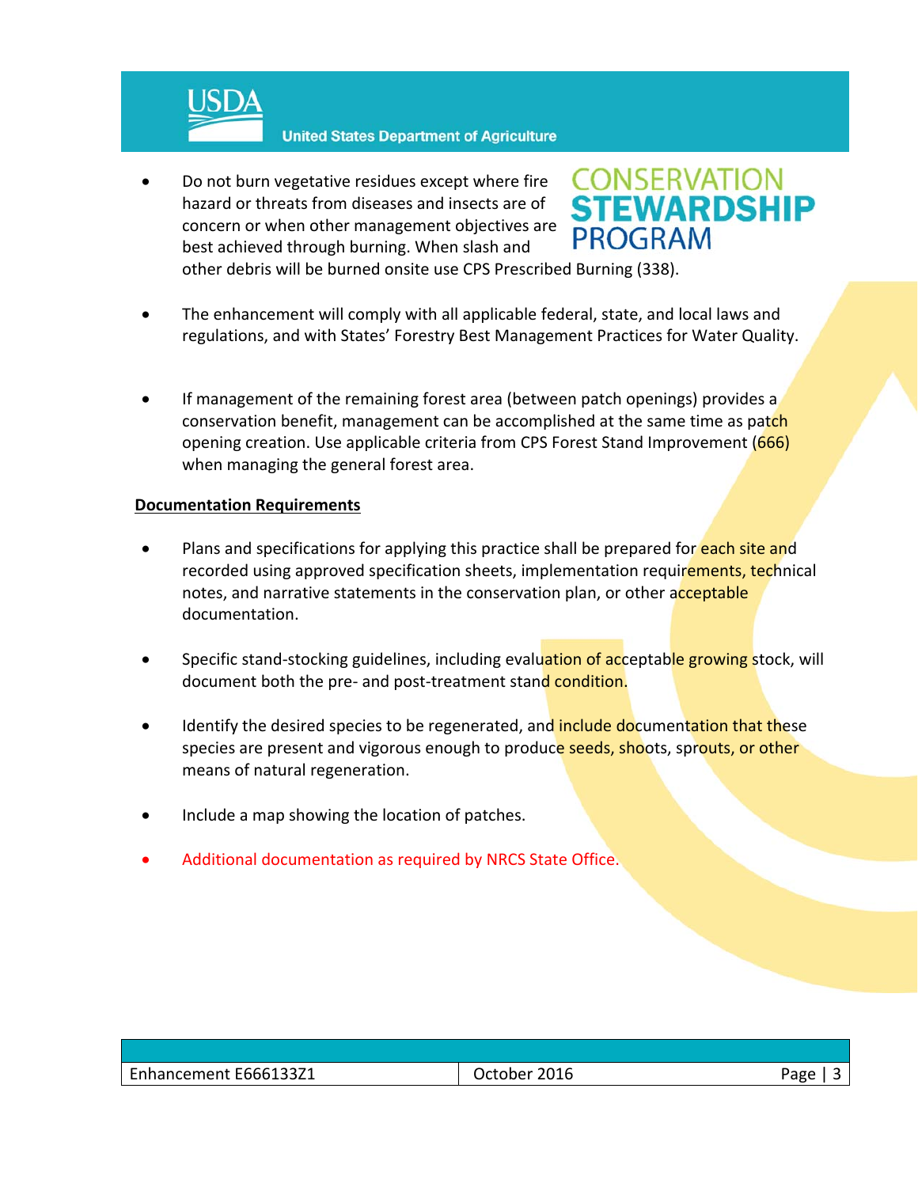- Do not burn vegetative residues except where fire hazard or threats from diseases and insects are of concern or when other management objectives are best achieved through burning. When slash and other debris will be burned onsite use CPS Prescribed Burning (338).

- The enhancement will comply with all applicable federal, state, and local laws and regulations, and with States' Forestry Best Management Practices for Water Quality.

- If management of the remaining forest area (between patch openings) provides a conservation benefit, management can be accomplished at the same time as patch opening creation. Use applicable criteria from CPS Forest Stand Improvement (666) when managing the general forest area.

**Documentation Requirements**

- Plans and specifications for applying this practice shall be prepared for each site and recorded using approved specification sheets, implementation requirements, technical notes, and narrative statements in the conservation plan, or other acceptable documentation.

- Specific stand-stocking guidelines, including evaluation of acceptable growing stock, will document both the pre- and post-treatment stand condition.

- Identify the desired species to be regenerated, and include documentation that these species are present and vigorous enough to produce seeds, shoots, sprouts, or other means of natural regeneration.

- Include a map showing the location of patches.

- Additional documentation as required by NRCS State Office.